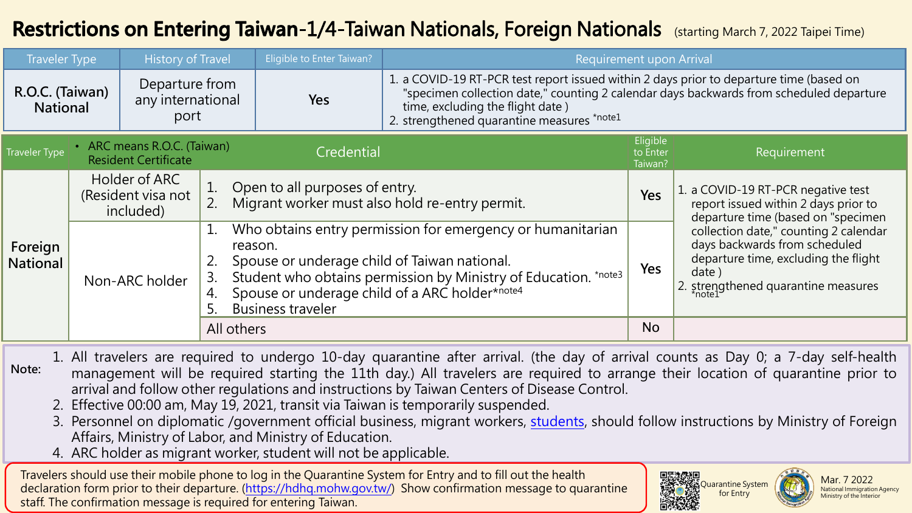# Restrictions on Entering Taiwan-1/4-Taiwan Nationals, Foreign Nationals

(starting March 7, 2022 Taipei Time)

| Traveler Type | History of Travel | Eligible to Enter Taiwan? | Requirement upon Arrival |
|---|---|---|---|
| R.O.C. (Taiwan) National | Departure from any international port | Yes | 1. a COVID-19 RT-PCR test report issued within 2 days prior to departure time (based on "specimen collection date," counting 2 calendar days backwards from scheduled departure time, excluding the flight date ) 2. strengthened quarantine measures *note1 |

| Traveler Type | • ARC means R.O.C. (Taiwan) Resident Certificate | Credential | Eligible to Enter Taiwan? | Requirement |
|---|---|---|---|---|
| Foreign National | Holder of ARC (Resident visa not included) | 1. Open to all purposes of entry. 2. Migrant worker must also hold re-entry permit. | Yes | 1. a COVID-19 RT-PCR negative test report issued within 2 days prior to departure time (based on "specimen collection date," counting 2 calendar days backwards from scheduled departure time, excluding the flight date ) 2. strengthened quarantine measures *note1 |
| | Non-ARC holder | 1. Who obtains entry permission for emergency or humanitarian reason. 2. Spouse or underage child of Taiwan national. 3. Student who obtains permission by Ministry of Education. *note3 4. Spouse or underage child of a ARC holder*note4 5. Business traveler | Yes | |
| | | All others | No | |

**Note:**

1. All travelers are required to undergo 10-day quarantine after arrival. (the day of arrival counts as Day 0; a 7-day self-health management will be required starting the 11th day.) All travelers are required to arrange their location of quarantine prior to arrival and follow other regulations and instructions by Taiwan Centers of Disease Control.
2. Effective 00:00 am, May 19, 2021, transit via Taiwan is temporarily suspended.
3. Personnel on diplomatic /government official business, migrant workers, students, should follow instructions by Ministry of Foreign Affairs, Ministry of Labor, and Ministry of Education.
4. ARC holder as migrant worker, student will not be applicable.

Travelers should use their mobile phone to log in the Quarantine System for Entry and to fill out the health declaration form prior to their departure. (https://hdhq.mohw.gov.tw/) Show confirmation message to quarantine staff. The confirmation message is required for entering Taiwan.

Quarantine System for Entry

Mar. 7 2022
National Immigration Agency
Ministry of the Interior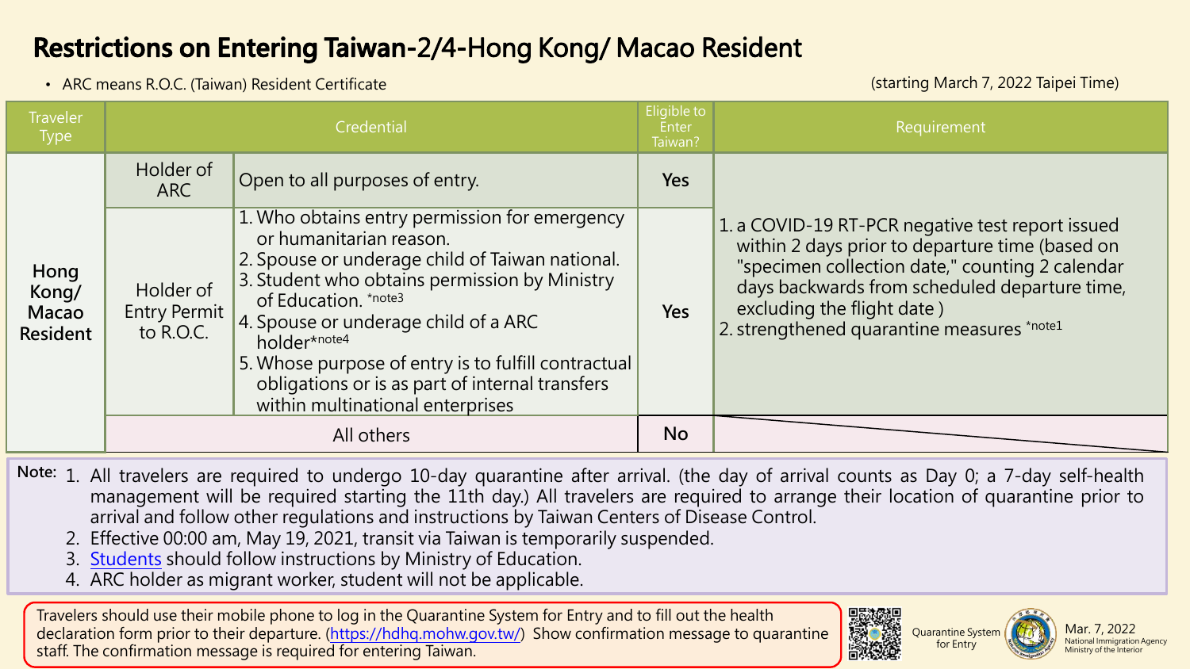# Restrictions on Entering Taiwan-2/4-Hong Kong/ Macao Resident

- ARC means R.O.C. (Taiwan) Resident Certificate

(starting March 7, 2022 Taipei Time)

| Traveler Type | Credential | | Eligible to Enter Taiwan? | Requirement |
|---|---|---|---|---|
| Hong Kong/ Macao Resident | Holder of ARC | Open to all purposes of entry. | Yes | 1. a COVID-19 RT-PCR negative test report issued within 2 days prior to departure time (based on "specimen collection date," counting 2 calendar days backwards from scheduled departure time, excluding the flight date )<br>2. strengthened quarantine measures *note1 |
| | Holder of Entry Permit to R.O.C. | 1. Who obtains entry permission for emergency or humanitarian reason.<br>2. Spouse or underage child of Taiwan national.<br>3. Student who obtains permission by Ministry of Education. *note3<br>4. Spouse or underage child of a ARC holder*note4<br>5. Whose purpose of entry is to fulfill contractual obligations or is as part of internal transfers within multinational enterprises | Yes | |
| | All others | | No | |

Note:
1. All travelers are required to undergo 10-day quarantine after arrival. (the day of arrival counts as Day 0; a 7-day self-health management will be required starting the 11th day.) All travelers are required to arrange their location of quarantine prior to arrival and follow other regulations and instructions by Taiwan Centers of Disease Control.
2. Effective 00:00 am, May 19, 2021, transit via Taiwan is temporarily suspended.
3. Students should follow instructions by Ministry of Education.
4. ARC holder as migrant worker, student will not be applicable.

Travelers should use their mobile phone to log in the Quarantine System for Entry and to fill out the health declaration form prior to their departure. (https://hdhq.mohw.gov.tw/) Show confirmation message to quarantine staff. The confirmation message is required for entering Taiwan.

Quarantine System for Entry

Mar. 7, 2022
National Immigration Agency
Ministry of the Interior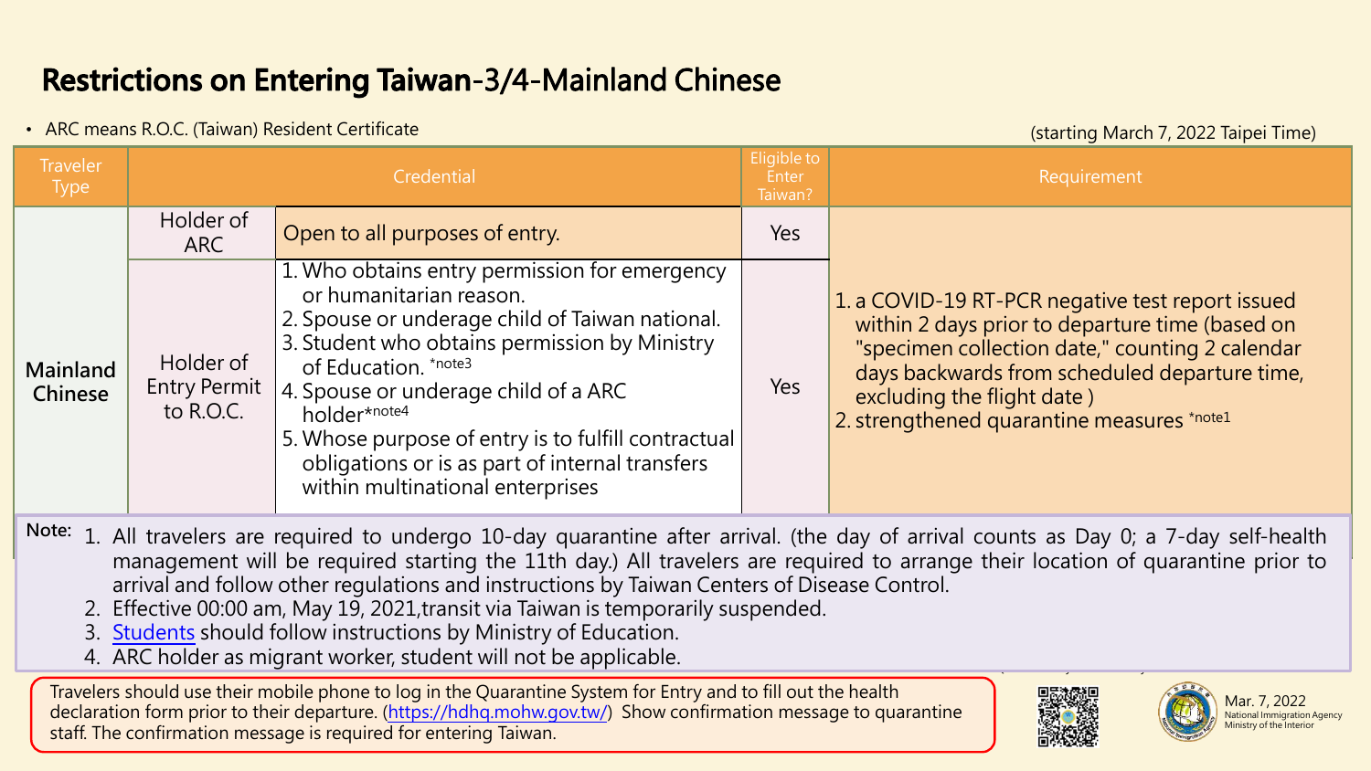# Restrictions on Entering Taiwan-3/4-Mainland Chinese

- ARC means R.O.C. (Taiwan) Resident Certificate

(starting March 7, 2022 Taipei Time)

| Traveler Type | Credential | | Eligible to Enter Taiwan? | Requirement |
|---|---|---|---|---|
| Mainland Chinese | Holder of ARC | Open to all purposes of entry. | Yes | 1. a COVID-19 RT-PCR negative test report issued within 2 days prior to departure time (based on "specimen collection date," counting 2 calendar days backwards from scheduled departure time, excluding the flight date )<br>2. strengthened quarantine measures *note1 |
| | Holder of Entry Permit to R.O.C. | 1. Who obtains entry permission for emergency or humanitarian reason.<br>2. Spouse or underage child of Taiwan national.<br>3. Student who obtains permission by Ministry of Education. *note3<br>4. Spouse or underage child of a ARC holder*note4<br>5. Whose purpose of entry is to fulfill contractual obligations or is as part of internal transfers within multinational enterprises | Yes | |

**Note:**

1. All travelers are required to undergo 10-day quarantine after arrival. (the day of arrival counts as Day 0; a 7-day self-health management will be required starting the 11th day.) All travelers are required to arrange their location of quarantine prior to arrival and follow other regulations and instructions by Taiwan Centers of Disease Control.
2. Effective 00:00 am, May 19, 2021,transit via Taiwan is temporarily suspended.
3. Students should follow instructions by Ministry of Education.
4. ARC holder as migrant worker, student will not be applicable.

Travelers should use their mobile phone to log in the Quarantine System for Entry and to fill out the health declaration form prior to their departure. (https://hdhq.mohw.gov.tw/) Show confirmation message to quarantine staff. The confirmation message is required for entering Taiwan.

Mar. 7, 2022
National Immigration Agency
Ministry of the Interior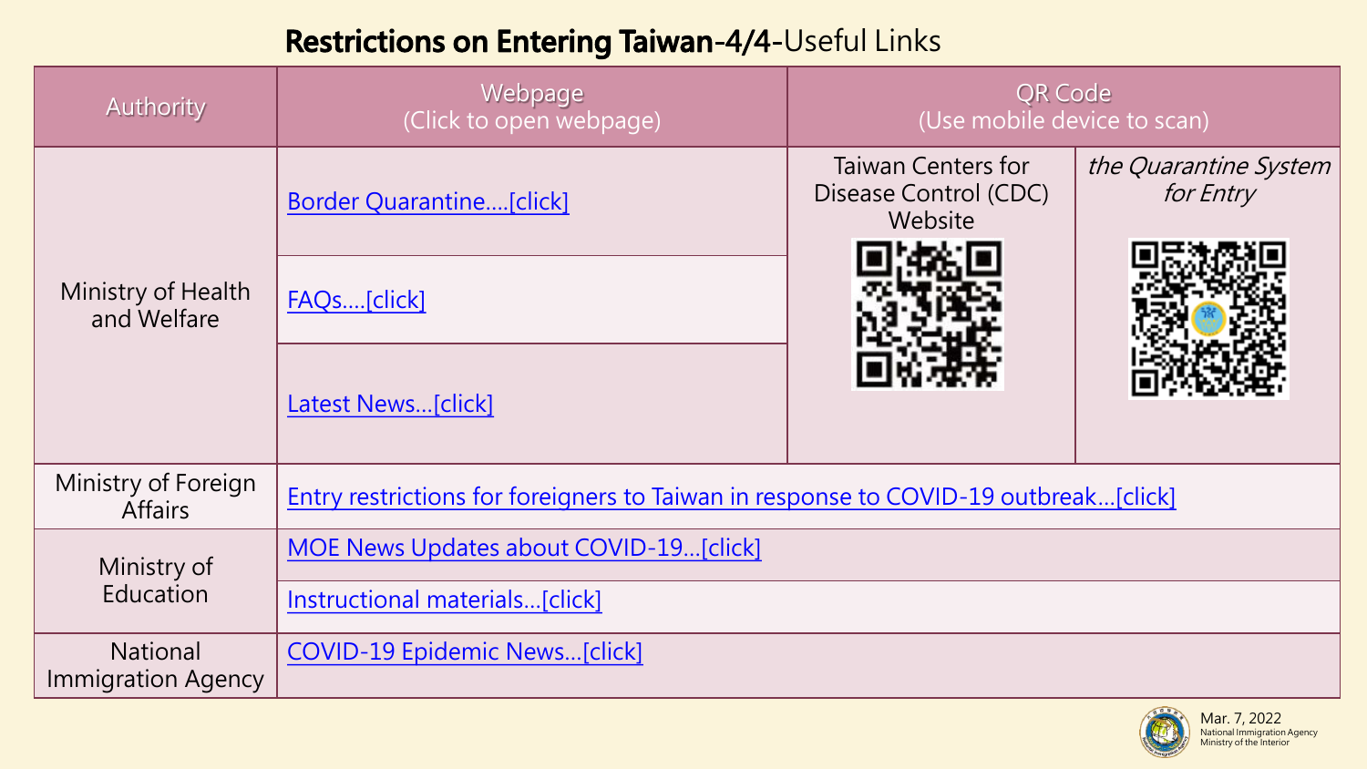# **Restrictions on Entering Taiwan-4/4**-Useful Links

| Authority | Webpage (Click to open webpage) | QR Code (Use mobile device to scan) | |
|---|---|---|---|
| Ministry of Health and Welfare | Border Quarantine….[click] | Taiwan Centers for Disease Control (CDC) Website | *the Quarantine System for Entry* |
| | FAQs….[click] | | |
| | Latest News…[click] | | |
| Ministry of Foreign Affairs | Entry restrictions for foreigners to Taiwan in response to COVID-19 outbreak…[click] | | |
| Ministry of Education | MOE News Updates about COVID-19…[click] | | |
| | Instructional materials…[click] | | |
| National Immigration Agency | COVID-19 Epidemic News…[click] | | |

Mar. 7, 2022
National Immigration Agency
Ministry of the Interior